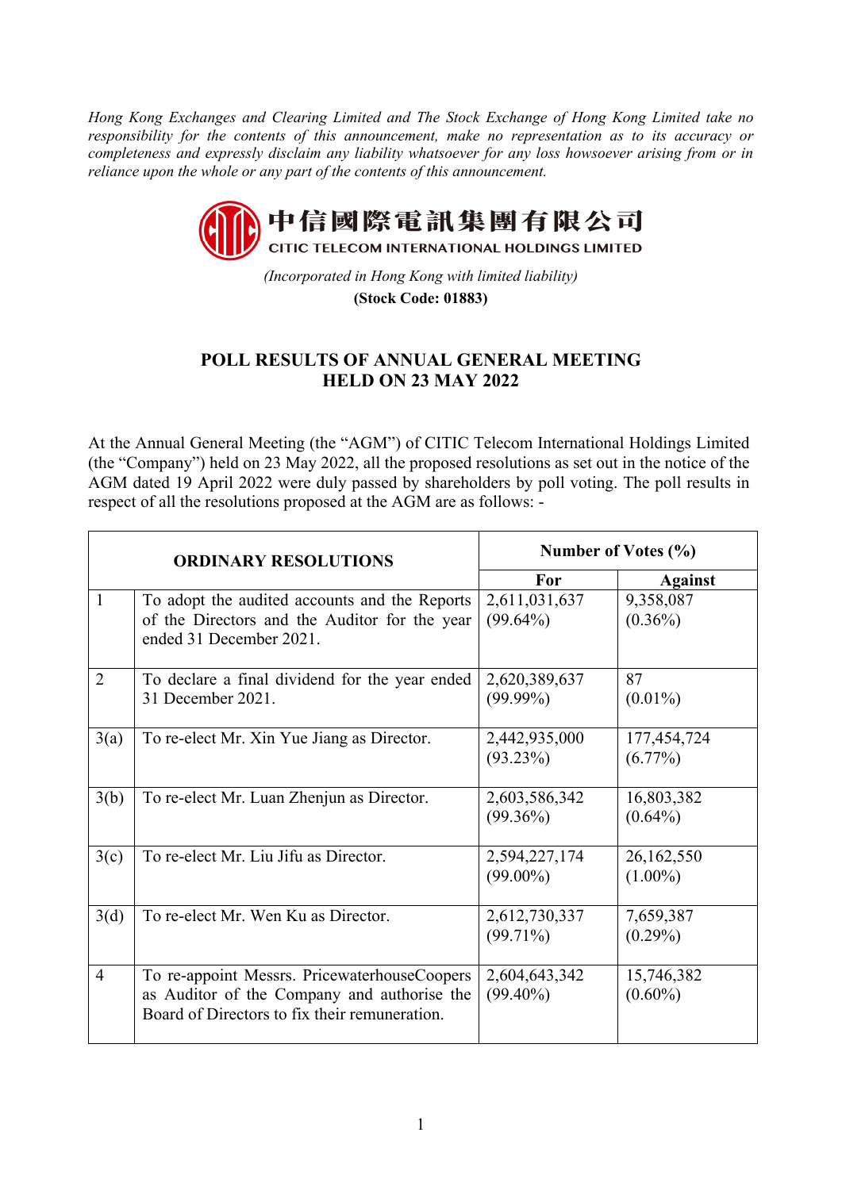*Hong Kong Exchanges and Clearing Limited and The Stock Exchange of Hong Kong Limited take no responsibility for the contents of this announcement, make no representation as to its accuracy or completeness and expressly disclaim any liability whatsoever for any loss howsoever arising from or in reliance upon the whole or any part of the contents of this announcement.*

**中信國際電訊集團有限公司**

**CITIC TELECOM INTERNATIONAL HOLDINGS LIMITED**

*(Incorporated in Hong Kong with limited liability)*

**(Stock Code: 01883)**

## POLL RESULTS OF ANNUAL GENERAL MEETING HELD ON 23 MAY 2022

At the Annual General Meeting (the "AGM") of CITIC Telecom International Holdings Limited (the "Company") held on 23 May 2022, all the proposed resolutions as set out in the notice of the AGM dated 19 April 2022 were duly passed by shareholders by poll voting. The poll results in respect of all the resolutions proposed at the AGM are as follows: -

| ORDINARY RESOLUTIONS | | Number of Votes (%) | |
|---|---|---|---|
| | | **For** | **Against** |
| 1 | To adopt the audited accounts and the Reports of the Directors and the Auditor for the year ended 31 December 2021. | 2,611,031,637 (99.64%) | 9,358,087 (0.36%) |
| 2 | To declare a final dividend for the year ended 31 December 2021. | 2,620,389,637 (99.99%) | 87 (0.01%) |
| 3(a) | To re-elect Mr. Xin Yue Jiang as Director. | 2,442,935,000 (93.23%) | 177,454,724 (6.77%) |
| 3(b) | To re-elect Mr. Luan Zhenjun as Director. | 2,603,586,342 (99.36%) | 16,803,382 (0.64%) |
| 3(c) | To re-elect Mr. Liu Jifu as Director. | 2,594,227,174 (99.00%) | 26,162,550 (1.00%) |
| 3(d) | To re-elect Mr. Wen Ku as Director. | 2,612,730,337 (99.71%) | 7,659,387 (0.29%) |
| 4 | To re-appoint Messrs. PricewaterhouseCoopers as Auditor of the Company and authorise the Board of Directors to fix their remuneration. | 2,604,643,342 (99.40%) | 15,746,382 (0.60%) |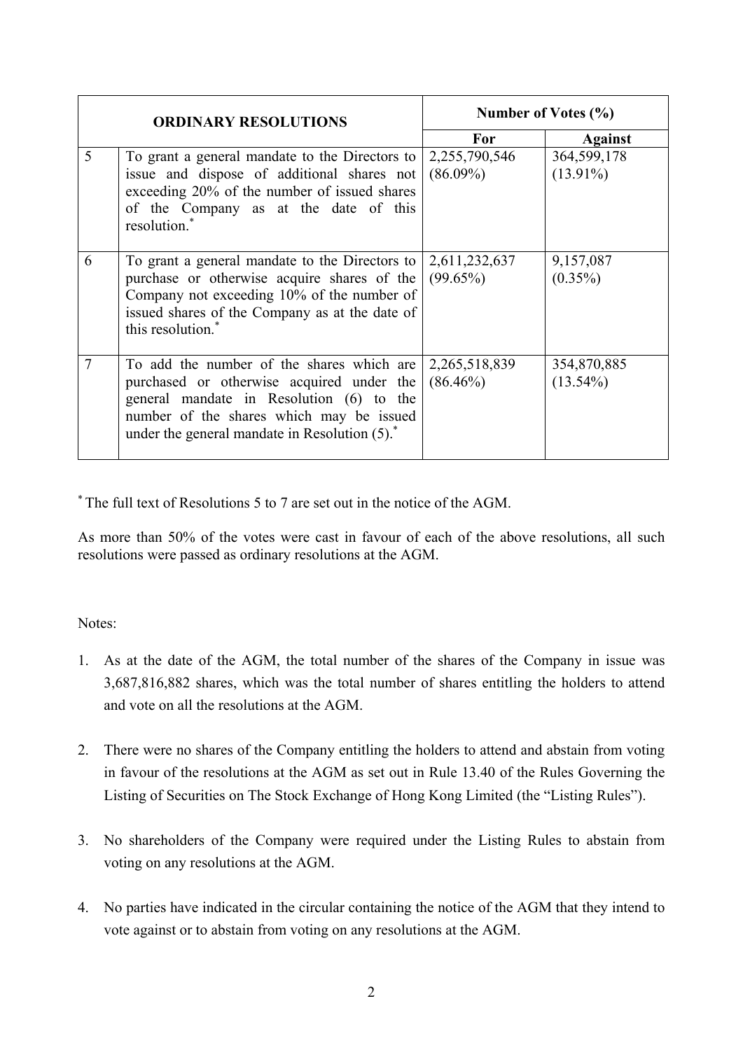| ORDINARY RESOLUTIONS | | Number of Votes (%) | |
|---|---|---|---|
| | | For | Against |
| 5 | To grant a general mandate to the Directors to issue and dispose of additional shares not exceeding 20% of the number of issued shares of the Company as at the date of this resolution.* | 2,255,790,546 (86.09%) | 364,599,178 (13.91%) |
| 6 | To grant a general mandate to the Directors to purchase or otherwise acquire shares of the Company not exceeding 10% of the number of issued shares of the Company as at the date of this resolution.* | 2,611,232,637 (99.65%) | 9,157,087 (0.35%) |
| 7 | To add the number of the shares which are purchased or otherwise acquired under the general mandate in Resolution (6) to the number of the shares which may be issued under the general mandate in Resolution (5).* | 2,265,518,839 (86.46%) | 354,870,885 (13.54%) |

* The full text of Resolutions 5 to 7 are set out in the notice of the AGM.

As more than 50% of the votes were cast in favour of each of the above resolutions, all such resolutions were passed as ordinary resolutions at the AGM.

Notes:

1. As at the date of the AGM, the total number of the shares of the Company in issue was 3,687,816,882 shares, which was the total number of shares entitling the holders to attend and vote on all the resolutions at the AGM.

2. There were no shares of the Company entitling the holders to attend and abstain from voting in favour of the resolutions at the AGM as set out in Rule 13.40 of the Rules Governing the Listing of Securities on The Stock Exchange of Hong Kong Limited (the "Listing Rules").

3. No shareholders of the Company were required under the Listing Rules to abstain from voting on any resolutions at the AGM.

4. No parties have indicated in the circular containing the notice of the AGM that they intend to vote against or to abstain from voting on any resolutions at the AGM.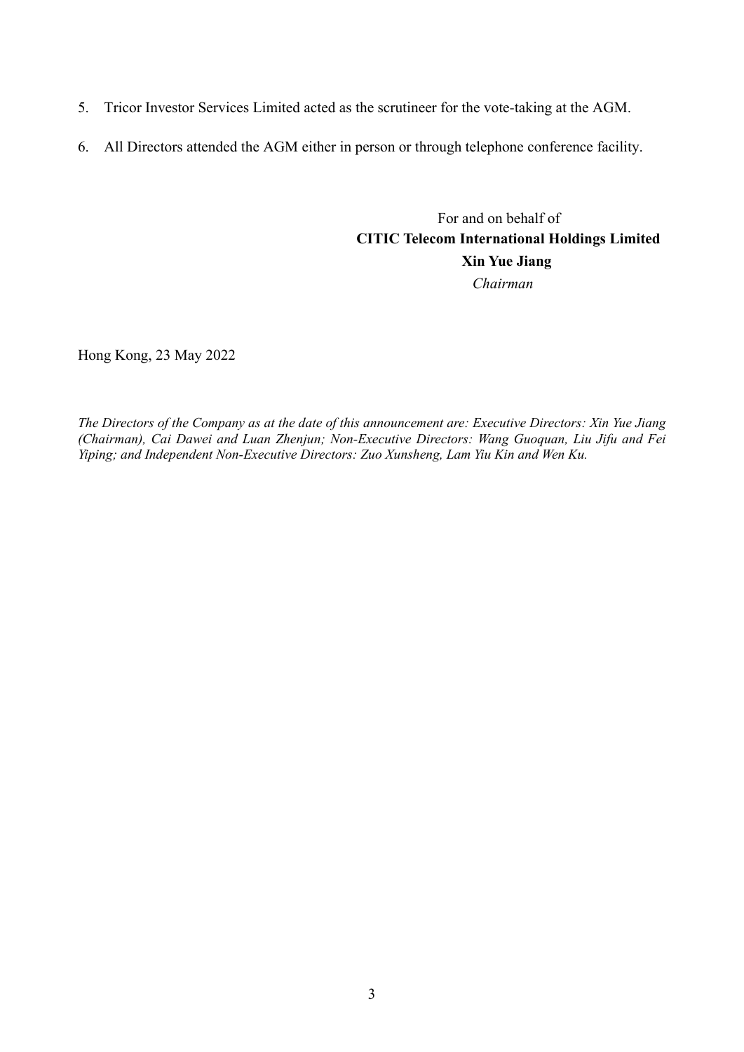5. Tricor Investor Services Limited acted as the scrutineer for the vote-taking at the AGM.

6. All Directors attended the AGM either in person or through telephone conference facility.

For and on behalf of
**CITIC Telecom International Holdings Limited**
**Xin Yue Jiang**
*Chairman*

Hong Kong, 23 May 2022

*The Directors of the Company as at the date of this announcement are: Executive Directors: Xin Yue Jiang (Chairman), Cai Dawei and Luan Zhenjun; Non-Executive Directors: Wang Guoquan, Liu Jifu and Fei Yiping; and Independent Non-Executive Directors: Zuo Xunsheng, Lam Yiu Kin and Wen Ku.*